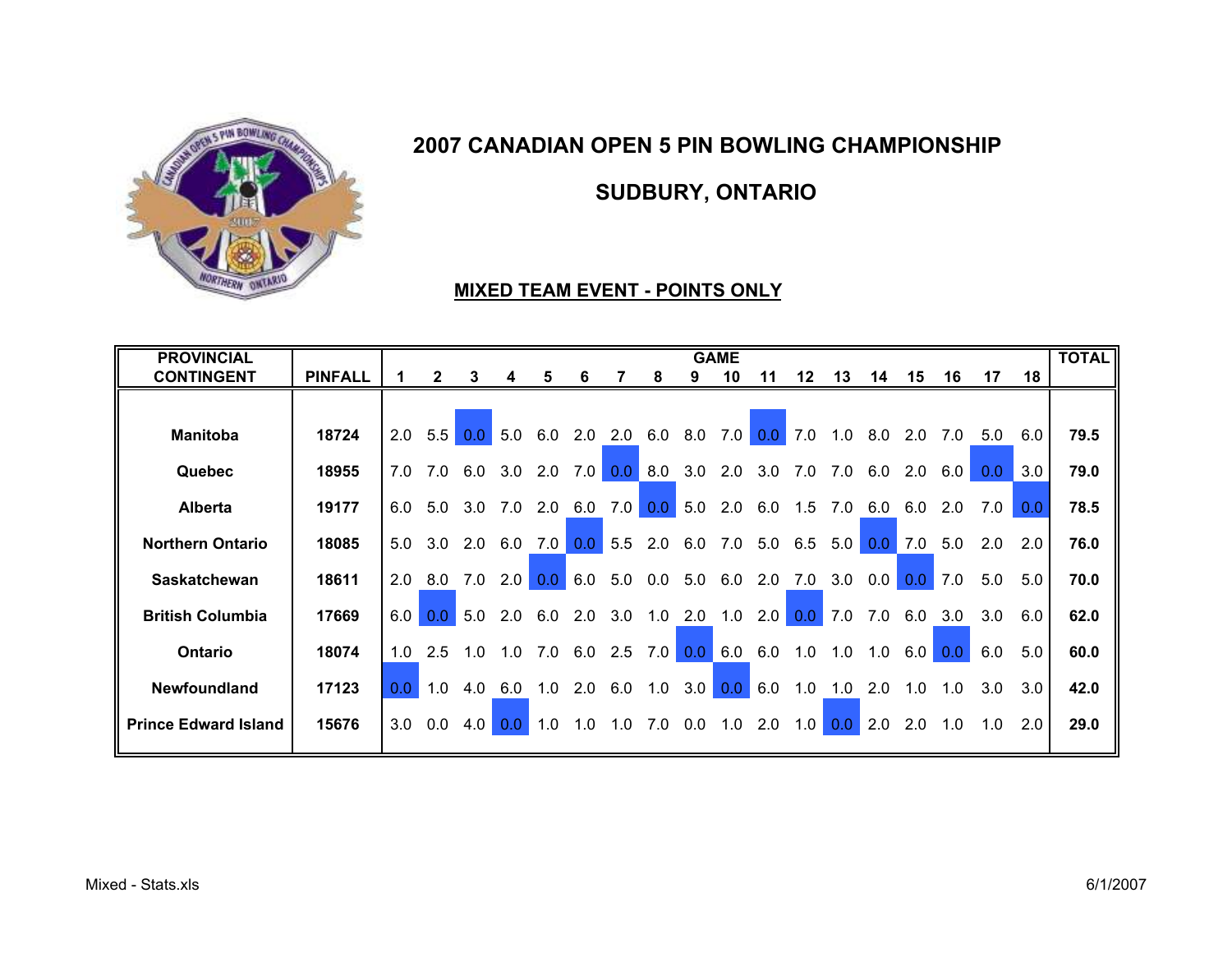# 2007 CANADIAN OPEN 5 PIN BOWLING CHAMPIONSHIP

## SUDBURY, ONTARIO

### MIXED TEAM EVENT - POINTS ONLY

| PROVINCIAL CONTINGENT | PINFALL | GAME 1 | 2 | 3 | 4 | 5 | 6 | 7 | 8 | 9 | 10 | 11 | 12 | 13 | 14 | 15 | 16 | 17 | 18 | TOTAL |
|---|---|---|---|---|---|---|---|---|---|---|---|---|---|---|---|---|---|---|---|---|
| **Manitoba** | **18724** | 2.0 | 5.5 | 0.0 | 5.0 | 6.0 | 2.0 | 2.0 | 6.0 | 8.0 | 7.0 | 0.0 | 7.0 | 1.0 | 8.0 | 2.0 | 7.0 | 5.0 | 6.0 | **79.5** |
| **Quebec** | **18955** | 7.0 | 7.0 | 6.0 | 3.0 | 2.0 | 7.0 | 0.0 | 8.0 | 3.0 | 2.0 | 3.0 | 7.0 | 7.0 | 6.0 | 2.0 | 6.0 | 0.0 | 3.0 | **79.0** |
| **Alberta** | **19177** | 6.0 | 5.0 | 3.0 | 7.0 | 2.0 | 6.0 | 7.0 | 0.0 | 5.0 | 2.0 | 6.0 | 1.5 | 7.0 | 6.0 | 6.0 | 2.0 | 7.0 | 0.0 | **78.5** |
| **Northern Ontario** | **18085** | 5.0 | 3.0 | 2.0 | 6.0 | 7.0 | 0.0 | 5.5 | 2.0 | 6.0 | 7.0 | 5.0 | 6.5 | 5.0 | 0.0 | 7.0 | 5.0 | 2.0 | 2.0 | **76.0** |
| **Saskatchewan** | **18611** | 2.0 | 8.0 | 7.0 | 2.0 | 0.0 | 6.0 | 5.0 | 0.0 | 5.0 | 6.0 | 2.0 | 7.0 | 3.0 | 0.0 | 0.0 | 7.0 | 5.0 | 5.0 | **70.0** |
| **British Columbia** | **17669** | 6.0 | 0.0 | 5.0 | 2.0 | 6.0 | 2.0 | 3.0 | 1.0 | 2.0 | 1.0 | 2.0 | 0.0 | 7.0 | 7.0 | 6.0 | 3.0 | 3.0 | 6.0 | **62.0** |
| **Ontario** | **18074** | 1.0 | 2.5 | 1.0 | 1.0 | 7.0 | 6.0 | 2.5 | 7.0 | 0.0 | 6.0 | 6.0 | 1.0 | 1.0 | 1.0 | 6.0 | 0.0 | 6.0 | 5.0 | **60.0** |
| **Newfoundland** | **17123** | 0.0 | 1.0 | 4.0 | 6.0 | 1.0 | 2.0 | 6.0 | 1.0 | 3.0 | 0.0 | 6.0 | 1.0 | 1.0 | 2.0 | 1.0 | 1.0 | 3.0 | 3.0 | **42.0** |
| **Prince Edward Island** | **15676** | 3.0 | 0.0 | 4.0 | 0.0 | 1.0 | 1.0 | 1.0 | 7.0 | 0.0 | 1.0 | 2.0 | 1.0 | 0.0 | 2.0 | 2.0 | 1.0 | 1.0 | 2.0 | **29.0** |

Mixed - Stats.xls

6/1/2007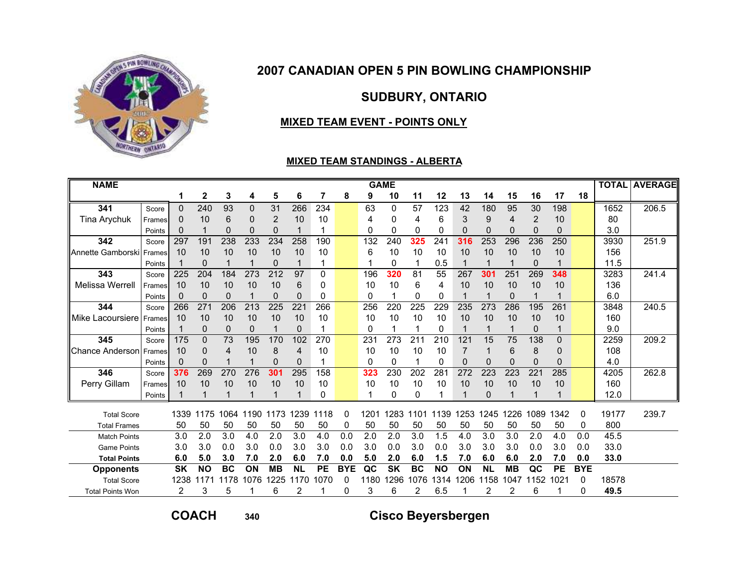# 2007 CANADIAN OPEN 5 PIN BOWLING CHAMPIONSHIP

## SUDBURY, ONTARIO

### MIXED TEAM EVENT - POINTS ONLY

### MIXED TEAM STANDINGS - ALBERTA

| NAME | | 1 | 2 | 3 | 4 | 5 | 6 | 7 | 8 | 9 | 10 | 11 | 12 | 13 | 14 | 15 | 16 | 17 | 18 | TOTAL | AVERAGE |
|---|---|---|---|---|---|---|---|---|---|---|---|---|---|---|---|---|---|---|---|---|---|
| 341 | Score | 0 | 240 | 93 | 0 | 31 | 266 | 234 | | 63 | 0 | 57 | 123 | 42 | 180 | 95 | 30 | 198 | | 1652 | 206.5 |
| Tina Arychuk | Frames | 0 | 10 | 6 | 0 | 2 | 10 | 10 | | 4 | 0 | 4 | 6 | 3 | 9 | 4 | 2 | 10 | | 80 | |
| | Points | 0 | 1 | 0 | 0 | 0 | 1 | 1 | | 0 | 0 | 0 | 0 | 0 | 0 | 0 | 0 | 0 | | 3.0 | |
| 342 | Score | 297 | 191 | 238 | 233 | 234 | 258 | 190 | | 132 | 240 | 325 | 241 | 316 | 253 | 296 | 236 | 250 | | 3930 | 251.9 |
| Annette Gamborski | Frames | 10 | 10 | 10 | 10 | 10 | 10 | 10 | | 6 | 10 | 10 | 10 | 10 | 10 | 10 | 10 | 10 | | 156 | |
| | Points | 1 | 0 | 1 | 1 | 0 | 1 | 1 | | 1 | 0 | 1 | 0.5 | 1 | 1 | 1 | 0 | 1 | | 11.5 | |
| 343 | Score | 225 | 204 | 184 | 273 | 212 | 97 | 0 | | 196 | 320 | 81 | 55 | 267 | 301 | 251 | 269 | 348 | | 3283 | 241.4 |
| Melissa Werrell | Frames | 10 | 10 | 10 | 10 | 10 | 6 | 0 | | 10 | 10 | 6 | 4 | 10 | 10 | 10 | 10 | 10 | | 136 | |
| | Points | 0 | 0 | 0 | 1 | 0 | 0 | 0 | | 0 | 1 | 0 | 0 | 1 | 1 | 0 | 1 | 1 | | 6.0 | |
| 344 | Score | 266 | 271 | 206 | 213 | 225 | 221 | 266 | | 256 | 220 | 225 | 229 | 235 | 273 | 286 | 195 | 261 | | 3848 | 240.5 |
| Mike Lacoursiere | Frames | 10 | 10 | 10 | 10 | 10 | 10 | 10 | | 10 | 10 | 10 | 10 | 10 | 10 | 10 | 10 | 10 | | 160 | |
| | Points | 1 | 0 | 0 | 0 | 1 | 0 | 1 | | 0 | 1 | 1 | 0 | 1 | 1 | 1 | 0 | 1 | | 9.0 | |
| 345 | Score | 175 | 0 | 73 | 195 | 170 | 102 | 270 | | 231 | 273 | 211 | 210 | 121 | 15 | 75 | 138 | 0 | | 2259 | 209.2 |
| Chance Anderson | Frames | 10 | 0 | 4 | 10 | 8 | 4 | 10 | | 10 | 10 | 10 | 10 | 7 | 1 | 6 | 8 | 0 | | 108 | |
| | Points | 0 | 0 | 1 | 1 | 0 | 0 | 1 | | 0 | 0 | 1 | 0 | 0 | 0 | 0 | 0 | 0 | | 4.0 | |
| 346 | Score | 376 | 269 | 270 | 276 | 301 | 295 | 158 | | 323 | 230 | 202 | 281 | 272 | 223 | 223 | 221 | 285 | | 4205 | 262.8 |
| Perry Gillam | Frames | 10 | 10 | 10 | 10 | 10 | 10 | 10 | | 10 | 10 | 10 | 10 | 10 | 10 | 10 | 10 | 10 | | 160 | |
| | Points | 1 | 1 | 1 | 1 | 1 | 1 | 0 | | 1 | 0 | 0 | 1 | 1 | 0 | 1 | 1 | 1 | | 12.0 | |
| Total Score | | 1339 | 1175 | 1064 | 1190 | 1173 | 1239 | 1118 | 0 | 1201 | 1283 | 1101 | 1139 | 1253 | 1245 | 1226 | 1089 | 1342 | 0 | 19177 | 239.7 |
| Total Frames | | 50 | 50 | 50 | 50 | 50 | 50 | 50 | 0 | 50 | 50 | 50 | 50 | 50 | 50 | 50 | 50 | 50 | 0 | 800 | |
| Match Points | | 3.0 | 2.0 | 3.0 | 4.0 | 2.0 | 3.0 | 4.0 | 0.0 | 2.0 | 2.0 | 3.0 | 1.5 | 4.0 | 3.0 | 3.0 | 2.0 | 4.0 | 0.0 | 45.5 | |
| Game Points | | 3.0 | 3.0 | 0.0 | 3.0 | 0.0 | 3.0 | 3.0 | 0.0 | 3.0 | 0.0 | 3.0 | 0.0 | 3.0 | 3.0 | 3.0 | 0.0 | 3.0 | 0.0 | 33.0 | |
| **Total Points** | | **6.0** | **5.0** | **3.0** | **7.0** | **2.0** | **6.0** | **7.0** | **0.0** | **5.0** | **2.0** | **6.0** | **1.5** | **7.0** | **6.0** | **6.0** | **2.0** | **7.0** | **0.0** | **33.0** | |
| **Opponents** | | **SK** | **NO** | **BC** | **ON** | **MB** | **NL** | **PE** | **BYE** | **QC** | **SK** | **BC** | **NO** | **ON** | **NL** | **MB** | **QC** | **PE** | **BYE** | | |
| Total Score | | 1238 | 1171 | 1178 | 1076 | 1225 | 1170 | 1070 | 0 | 1180 | 1296 | 1076 | 1314 | 1206 | 1158 | 1047 | 1152 | 1021 | 0 | 18578 | |
| Total Points Won | | 2 | 3 | 5 | 1 | 6 | 2 | 1 | 0 | 3 | 6 | 2 | 6.5 | 1 | 2 | 2 | 6 | 1 | 0 | **49.5** | |

**COACH** 340 **Cisco Beyersbergen**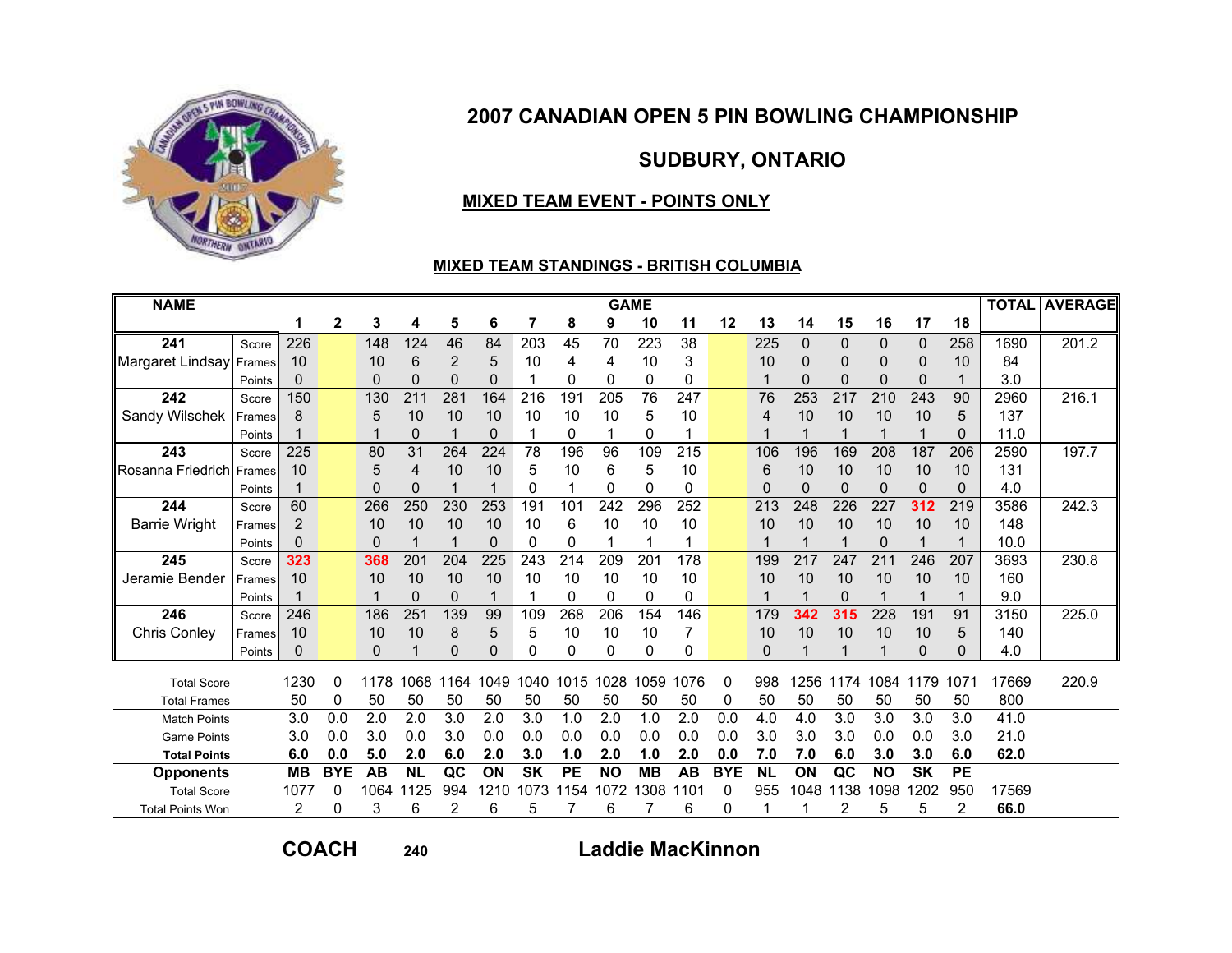# 2007 CANADIAN OPEN 5 PIN BOWLING CHAMPIONSHIP

## SUDBURY, ONTARIO

### MIXED TEAM EVENT - POINTS ONLY

### MIXED TEAM STANDINGS - BRITISH COLUMBIA

| NAME | | 1 | 2 | 3 | 4 | 5 | 6 | 7 | 8 | 9 | 10 | 11 | 12 | 13 | 14 | 15 | 16 | 17 | 18 | TOTAL | AVERAGE |
|---|---|---|---|---|---|---|---|---|---|---|---|---|---|---|---|---|---|---|---|---|---|
| 241 | Score | 226 | | 148 | 124 | 46 | 84 | 203 | 45 | 70 | 223 | 38 | | 225 | 0 | 0 | 0 | 0 | 258 | 1690 | 201.2 |
| Margaret Lindsay | Frames | 10 | | 10 | 6 | 2 | 5 | 10 | 4 | 4 | 10 | 3 | | 10 | 0 | 0 | 0 | 0 | 10 | 84 | |
| | Points | 0 | | 0 | 0 | 0 | 0 | 1 | 0 | 0 | 0 | 0 | | 1 | 0 | 0 | 0 | 0 | 1 | 3.0 | |
| 242 | Score | 150 | | 130 | 211 | 281 | 164 | 216 | 191 | 205 | 76 | 247 | | 76 | 253 | 217 | 210 | 243 | 90 | 2960 | 216.1 |
| Sandy Wilschek | Frames | 8 | | 5 | 10 | 10 | 10 | 10 | 10 | 10 | 5 | 10 | | 4 | 10 | 10 | 10 | 10 | 5 | 137 | |
| | Points | 1 | | 1 | 0 | 1 | 0 | 1 | 0 | 1 | 0 | 1 | | 1 | 1 | 1 | 1 | 1 | 0 | 11.0 | |
| 243 | Score | 225 | | 80 | 31 | 264 | 224 | 78 | 196 | 96 | 109 | 215 | | 106 | 196 | 169 | 208 | 187 | 206 | 2590 | 197.7 |
| Rosanna Friedrich | Frames | 10 | | 5 | 4 | 10 | 10 | 5 | 10 | 6 | 5 | 10 | | 6 | 10 | 10 | 10 | 10 | 10 | 131 | |
| | Points | 1 | | 0 | 0 | 1 | 1 | 0 | 1 | 0 | 0 | 0 | | 0 | 0 | 0 | 0 | 0 | 0 | 4.0 | |
| 244 | Score | 60 | | 266 | 250 | 230 | 253 | 191 | 101 | 242 | 296 | 252 | | 213 | 248 | 226 | 227 | 312 | 219 | 3586 | 242.3 |
| Barrie Wright | Frames | 2 | | 10 | 10 | 10 | 10 | 10 | 6 | 10 | 10 | 10 | | 10 | 10 | 10 | 10 | 10 | 10 | 148 | |
| | Points | 0 | | 0 | 1 | 1 | 0 | 0 | 0 | 1 | 1 | 1 | | 1 | 1 | 1 | 0 | 1 | 1 | 10.0 | |
| 245 | Score | 323 | | 368 | 201 | 204 | 225 | 243 | 214 | 209 | 201 | 178 | | 199 | 217 | 247 | 211 | 246 | 207 | 3693 | 230.8 |
| Jeramie Bender | Frames | 10 | | 10 | 10 | 10 | 10 | 10 | 10 | 10 | 10 | 10 | | 10 | 10 | 10 | 10 | 10 | 10 | 160 | |
| | Points | 1 | | 1 | 0 | 0 | 1 | 1 | 0 | 0 | 0 | 0 | | 1 | 1 | 0 | 1 | 1 | 1 | 9.0 | |
| 246 | Score | 246 | | 186 | 251 | 139 | 99 | 109 | 268 | 206 | 154 | 146 | | 179 | 342 | 315 | 228 | 191 | 91 | 3150 | 225.0 |
| Chris Conley | Frames | 10 | | 10 | 10 | 8 | 5 | 5 | 10 | 10 | 10 | 7 | | 10 | 10 | 10 | 10 | 10 | 5 | 140 | |
| | Points | 0 | | 0 | 1 | 0 | 0 | 0 | 0 | 0 | 0 | 0 | | 0 | 1 | 1 | 1 | 0 | 0 | 4.0 | |
| Total Score | | 1230 | 0 | 1178 | 1068 | 1164 | 1049 | 1040 | 1015 | 1028 | 1059 | 1076 | 0 | 998 | 1256 | 1174 | 1084 | 1179 | 1071 | 17669 | 220.9 |
| Total Frames | | 50 | 0 | 50 | 50 | 50 | 50 | 50 | 50 | 50 | 50 | 50 | 0 | 50 | 50 | 50 | 50 | 50 | 50 | 800 | |
| Match Points | | 3.0 | 0.0 | 2.0 | 2.0 | 3.0 | 2.0 | 3.0 | 1.0 | 2.0 | 1.0 | 2.0 | 0.0 | 4.0 | 4.0 | 3.0 | 3.0 | 3.0 | 3.0 | 41.0 | |
| Game Points | | 3.0 | 0.0 | 3.0 | 0.0 | 3.0 | 0.0 | 0.0 | 0.0 | 0.0 | 0.0 | 0.0 | 0.0 | 3.0 | 3.0 | 3.0 | 0.0 | 0.0 | 3.0 | 21.0 | |
| **Total Points** | | **6.0** | **0.0** | **5.0** | **2.0** | **6.0** | **2.0** | **3.0** | **1.0** | **2.0** | **1.0** | **2.0** | **0.0** | **7.0** | **7.0** | **6.0** | **3.0** | **3.0** | **6.0** | **62.0** | |
| **Opponents** | | **MB** | **BYE** | **AB** | **NL** | **QC** | **ON** | **SK** | **PE** | **NO** | **MB** | **AB** | **BYE** | **NL** | **ON** | **QC** | **NO** | **SK** | **PE** | | |
| Total Score | | 1077 | 0 | 1064 | 1125 | 994 | 1210 | 1073 | 1154 | 1072 | 1308 | 1101 | 0 | 955 | 1048 | 1138 | 1098 | 1202 | 950 | 17569 | |
| Total Points Won | | 2 | 0 | 3 | 6 | 2 | 6 | 5 | 7 | 6 | 7 | 6 | 0 | 1 | 1 | 2 | 5 | 5 | 2 | **66.0** | |

**COACH** 240 **Laddie MacKinnon**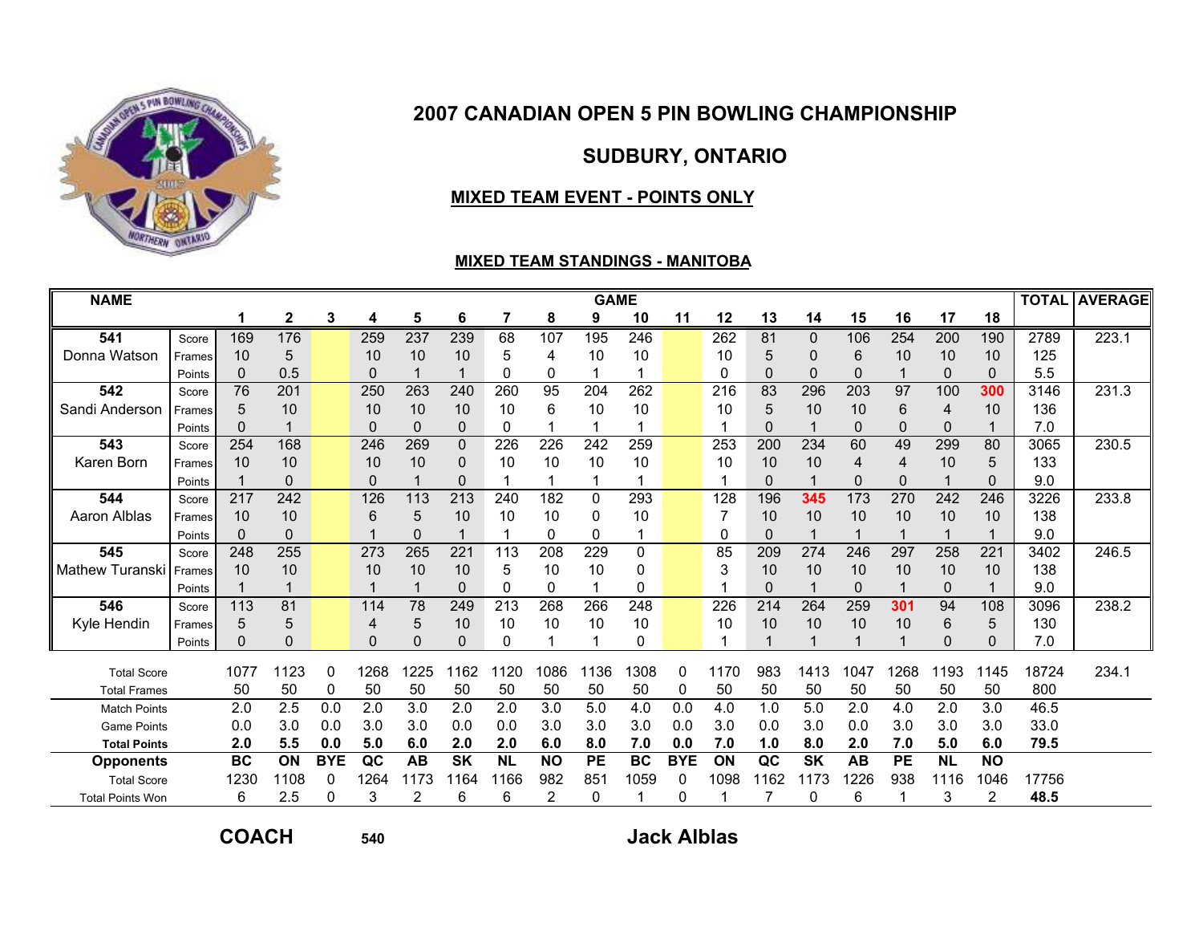# 2007 CANADIAN OPEN 5 PIN BOWLING CHAMPIONSHIP

## SUDBURY, ONTARIO

### MIXED TEAM EVENT - POINTS ONLY

### MIXED TEAM STANDINGS - MANITOBA

| NAME | | 1 | 2 | 3 | 4 | 5 | 6 | 7 | 8 | 9 | 10 | 11 | 12 | 13 | 14 | 15 | 16 | 17 | 18 | TOTAL | AVERAGE |
|---|---|---|---|---|---|---|---|---|---|---|---|---|---|---|---|---|---|---|---|---|---|
| 541 | Score | 169 | 176 | | 259 | 237 | 239 | 68 | 107 | 195 | 246 | | 262 | 81 | 0 | 106 | 254 | 200 | 190 | 2789 | 223.1 |
| Donna Watson | Frames | 10 | 5 | | 10 | 10 | 10 | 5 | 4 | 10 | 10 | | 10 | 5 | 0 | 6 | 10 | 10 | 10 | 125 | |
| | Points | 0 | 0.5 | | 0 | 1 | 1 | 0 | 0 | 1 | 1 | | 0 | 0 | 0 | 0 | 1 | 0 | 0 | 5.5 | |
| 542 | Score | 76 | 201 | | 250 | 263 | 240 | 260 | 95 | 204 | 262 | | 216 | 83 | 296 | 203 | 97 | 100 | 300 | 3146 | 231.3 |
| Sandi Anderson | Frames | 5 | 10 | | 10 | 10 | 10 | 10 | 6 | 10 | 10 | | 10 | 5 | 10 | 10 | 6 | 4 | 10 | 136 | |
| | Points | 0 | 1 | | 0 | 0 | 0 | 0 | 1 | 1 | 1 | | 1 | 0 | 1 | 0 | 0 | 0 | 1 | 7.0 | |
| 543 | Score | 254 | 168 | | 246 | 269 | 0 | 226 | 226 | 242 | 259 | | 253 | 200 | 234 | 60 | 49 | 299 | 80 | 3065 | 230.5 |
| Karen Born | Frames | 10 | 10 | | 10 | 10 | 0 | 10 | 10 | 10 | 10 | | 10 | 10 | 10 | 4 | 4 | 10 | 5 | 133 | |
| | Points | 1 | 0 | | 0 | 1 | 0 | 1 | 1 | 1 | 1 | | 1 | 0 | 1 | 0 | 0 | 1 | 0 | 9.0 | |
| 544 | Score | 217 | 242 | | 126 | 113 | 213 | 240 | 182 | 0 | 293 | | 128 | 196 | 345 | 173 | 270 | 242 | 246 | 3226 | 233.8 |
| Aaron Alblas | Frames | 10 | 10 | | 6 | 5 | 10 | 10 | 10 | 0 | 10 | | 7 | 10 | 10 | 10 | 10 | 10 | 10 | 138 | |
| | Points | 0 | 0 | | 1 | 0 | 1 | 1 | 0 | 0 | 1 | | 0 | 0 | 1 | 1 | 1 | 1 | 1 | 9.0 | |
| 545 | Score | 248 | 255 | | 273 | 265 | 221 | 113 | 208 | 229 | 0 | | 85 | 209 | 274 | 246 | 297 | 258 | 221 | 3402 | 246.5 |
| Mathew Turanski | Frames | 10 | 10 | | 10 | 10 | 10 | 5 | 10 | 10 | 0 | | 3 | 10 | 10 | 10 | 10 | 10 | 10 | 138 | |
| | Points | 1 | 1 | | 1 | 1 | 0 | 0 | 0 | 1 | 0 | | 1 | 0 | 1 | 0 | 1 | 0 | 1 | 9.0 | |
| 546 | Score | 113 | 81 | | 114 | 78 | 249 | 213 | 268 | 266 | 248 | | 226 | 214 | 264 | 259 | 301 | 94 | 108 | 3096 | 238.2 |
| Kyle Hendin | Frames | 5 | 5 | | 4 | 5 | 10 | 10 | 10 | 10 | 10 | | 10 | 10 | 10 | 10 | 10 | 6 | 5 | 130 | |
| | Points | 0 | 0 | | 0 | 0 | 0 | 0 | 1 | 1 | 0 | | 1 | 1 | 1 | 1 | 1 | 0 | 0 | 7.0 | |
| Total Score | | 1077 | 1123 | 0 | 1268 | 1225 | 1162 | 1120 | 1086 | 1136 | 1308 | 0 | 1170 | 983 | 1413 | 1047 | 1268 | 1193 | 1145 | 18724 | 234.1 |
| Total Frames | | 50 | 50 | 0 | 50 | 50 | 50 | 50 | 50 | 50 | 50 | 0 | 50 | 50 | 50 | 50 | 50 | 50 | 50 | 800 | |
| Match Points | | 2.0 | 2.5 | 0.0 | 2.0 | 3.0 | 2.0 | 2.0 | 3.0 | 5.0 | 4.0 | 0.0 | 4.0 | 1.0 | 5.0 | 2.0 | 4.0 | 2.0 | 3.0 | 46.5 | |
| Game Points | | 0.0 | 3.0 | 0.0 | 3.0 | 3.0 | 0.0 | 0.0 | 3.0 | 3.0 | 3.0 | 0.0 | 3.0 | 0.0 | 3.0 | 0.0 | 3.0 | 3.0 | 3.0 | 33.0 | |
| **Total Points** | | **2.0** | **5.5** | **0.0** | **5.0** | **6.0** | **2.0** | **2.0** | **6.0** | **8.0** | **7.0** | **0.0** | **7.0** | **1.0** | **8.0** | **2.0** | **7.0** | **5.0** | **6.0** | **79.5** | |
| **Opponents** | | **BC** | **ON** | **BYE** | **QC** | **AB** | **SK** | **NL** | **NO** | **PE** | **BC** | **BYE** | **ON** | **QC** | **SK** | **AB** | **PE** | **NL** | **NO** | | |
| Total Score | | 1230 | 1108 | 0 | 1264 | 1173 | 1164 | 1166 | 982 | 851 | 1059 | 0 | 1098 | 1162 | 1173 | 1226 | 938 | 1116 | 1046 | 17756 | |
| Total Points Won | | 6 | 2.5 | 0 | 3 | 2 | 6 | 6 | 2 | 0 | 1 | 0 | 1 | 7 | 0 | 6 | 1 | 3 | 2 | **48.5** | |

**COACH** 540 **Jack Alblas**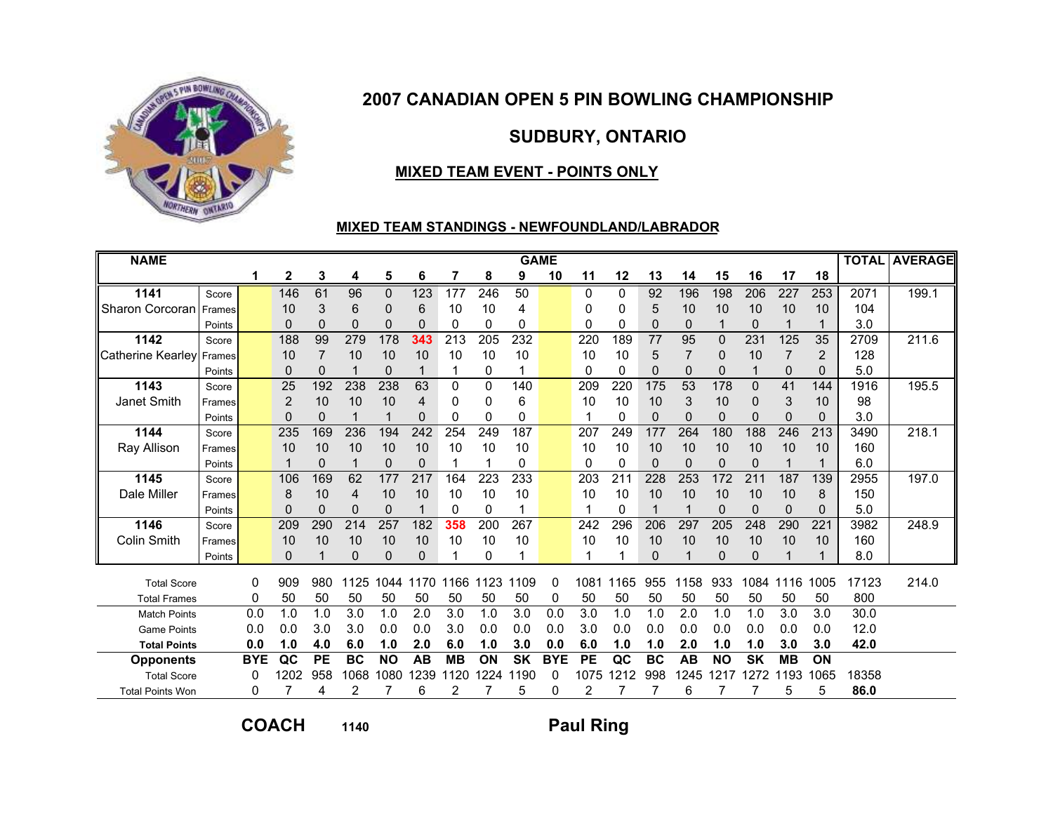# 2007 CANADIAN OPEN 5 PIN BOWLING CHAMPIONSHIP

## SUDBURY, ONTARIO

### MIXED TEAM EVENT - POINTS ONLY

### MIXED TEAM STANDINGS - NEWFOUNDLAND/LABRADOR

| NAME | | GAME | | | | | | | | | | | | | | | | | | TOTAL | AVERAGE |
|---|---|---|---|---|---|---|---|---|---|---|---|---|---|---|---|---|---|---|---|---|---|
| | | 1 | 2 | 3 | 4 | 5 | 6 | 7 | 8 | 9 | 10 | 11 | 12 | 13 | 14 | 15 | 16 | 17 | 18 | | |
| 1141 | Score | | 146 | 61 | 96 | 0 | 123 | 177 | 246 | 50 | | 0 | 0 | 92 | 196 | 198 | 206 | 227 | 253 | 2071 | 199.1 |
| Sharon Corcoran | Frames | | 10 | 3 | 6 | 0 | 6 | 10 | 10 | 4 | | 0 | 0 | 5 | 10 | 10 | 10 | 10 | 10 | 104 | |
| | Points | | 0 | 0 | 0 | 0 | 0 | 0 | 0 | 0 | | 0 | 0 | 0 | 0 | 1 | 0 | 1 | 1 | 3.0 | |
| 1142 | Score | | 188 | 99 | 279 | 178 | 343 | 213 | 205 | 232 | | 220 | 189 | 77 | 95 | 0 | 231 | 125 | 35 | 2709 | 211.6 |
| Catherine Kearley | Frames | | 10 | 7 | 10 | 10 | 10 | 10 | 10 | 10 | | 10 | 10 | 5 | 7 | 0 | 10 | 7 | 2 | 128 | |
| | Points | | 0 | 0 | 1 | 0 | 1 | 1 | 0 | 1 | | 0 | 0 | 0 | 0 | 0 | 1 | 0 | 0 | 5.0 | |
| 1143 | Score | | 25 | 192 | 238 | 238 | 63 | 0 | 0 | 140 | | 209 | 220 | 175 | 53 | 178 | 0 | 41 | 144 | 1916 | 195.5 |
| Janet Smith | Frames | | 2 | 10 | 10 | 10 | 4 | 0 | 0 | 6 | | 10 | 10 | 10 | 3 | 10 | 0 | 3 | 10 | 98 | |
| | Points | | 0 | 0 | 1 | 1 | 0 | 0 | 0 | 0 | | 1 | 0 | 0 | 0 | 0 | 0 | 0 | 0 | 3.0 | |
| 1144 | Score | | 235 | 169 | 236 | 194 | 242 | 254 | 249 | 187 | | 207 | 249 | 177 | 264 | 180 | 188 | 246 | 213 | 3490 | 218.1 |
| Ray Allison | Frames | | 10 | 10 | 10 | 10 | 10 | 10 | 10 | 10 | | 10 | 10 | 10 | 10 | 10 | 10 | 10 | 10 | 160 | |
| | Points | | 1 | 0 | 1 | 0 | 0 | 1 | 1 | 0 | | 0 | 0 | 0 | 0 | 0 | 0 | 1 | 1 | 6.0 | |
| 1145 | Score | | 106 | 169 | 62 | 177 | 217 | 164 | 223 | 233 | | 203 | 211 | 228 | 253 | 172 | 211 | 187 | 139 | 2955 | 197.0 |
| Dale Miller | Frames | | 8 | 10 | 4 | 10 | 10 | 10 | 10 | 10 | | 10 | 10 | 10 | 10 | 10 | 10 | 10 | 8 | 150 | |
| | Points | | 0 | 0 | 0 | 0 | 1 | 0 | 0 | 1 | | 1 | 0 | 1 | 1 | 0 | 0 | 0 | 0 | 5.0 | |
| 1146 | Score | | 209 | 290 | 214 | 257 | 182 | 358 | 200 | 267 | | 242 | 296 | 206 | 297 | 205 | 248 | 290 | 221 | 3982 | 248.9 |
| Colin Smith | Frames | | 10 | 10 | 10 | 10 | 10 | 10 | 10 | 10 | | 10 | 10 | 10 | 10 | 10 | 10 | 10 | 10 | 160 | |
| | Points | | 0 | 1 | 0 | 0 | 0 | 1 | 0 | 1 | | 1 | 1 | 0 | 1 | 0 | 0 | 1 | 1 | 8.0 | |
| Total Score | | 0 | 909 | 980 | 1125 | 1044 | 1170 | 1166 | 1123 | 1109 | 0 | 1081 | 1165 | 955 | 1158 | 933 | 1084 | 1116 | 1005 | 17123 | 214.0 |
| Total Frames | | 0 | 50 | 50 | 50 | 50 | 50 | 50 | 50 | 50 | 0 | 50 | 50 | 50 | 50 | 50 | 50 | 50 | 50 | 800 | |
| Match Points | | 0.0 | 1.0 | 1.0 | 3.0 | 1.0 | 2.0 | 3.0 | 1.0 | 3.0 | 0.0 | 3.0 | 1.0 | 1.0 | 2.0 | 1.0 | 1.0 | 3.0 | 3.0 | 30.0 | |
| Game Points | | 0.0 | 0.0 | 3.0 | 3.0 | 0.0 | 0.0 | 3.0 | 0.0 | 0.0 | 0.0 | 3.0 | 0.0 | 0.0 | 0.0 | 0.0 | 0.0 | 0.0 | 0.0 | 12.0 | |
| **Total Points** | | **0.0** | **1.0** | **4.0** | **6.0** | **1.0** | **2.0** | **6.0** | **1.0** | **3.0** | **0.0** | **6.0** | **1.0** | **1.0** | **2.0** | **1.0** | **1.0** | **3.0** | **3.0** | **42.0** | |
| **Opponents** | | **BYE** | **QC** | **PE** | **BC** | **NO** | **AB** | **MB** | **ON** | **SK** | **BYE** | **PE** | **QC** | **BC** | **AB** | **NO** | **SK** | **MB** | **ON** | | |
| Total Score | | 0 | 1202 | 958 | 1068 | 1080 | 1239 | 1120 | 1224 | 1190 | 0 | 1075 | 1212 | 998 | 1245 | 1217 | 1272 | 1193 | 1065 | 18358 | |
| Total Points Won | | 0 | 7 | 4 | 2 | 7 | 6 | 2 | 7 | 5 | 0 | 2 | 7 | 7 | 6 | 7 | 7 | 5 | 5 | **86.0** | |

**COACH** 1140 **Paul Ring**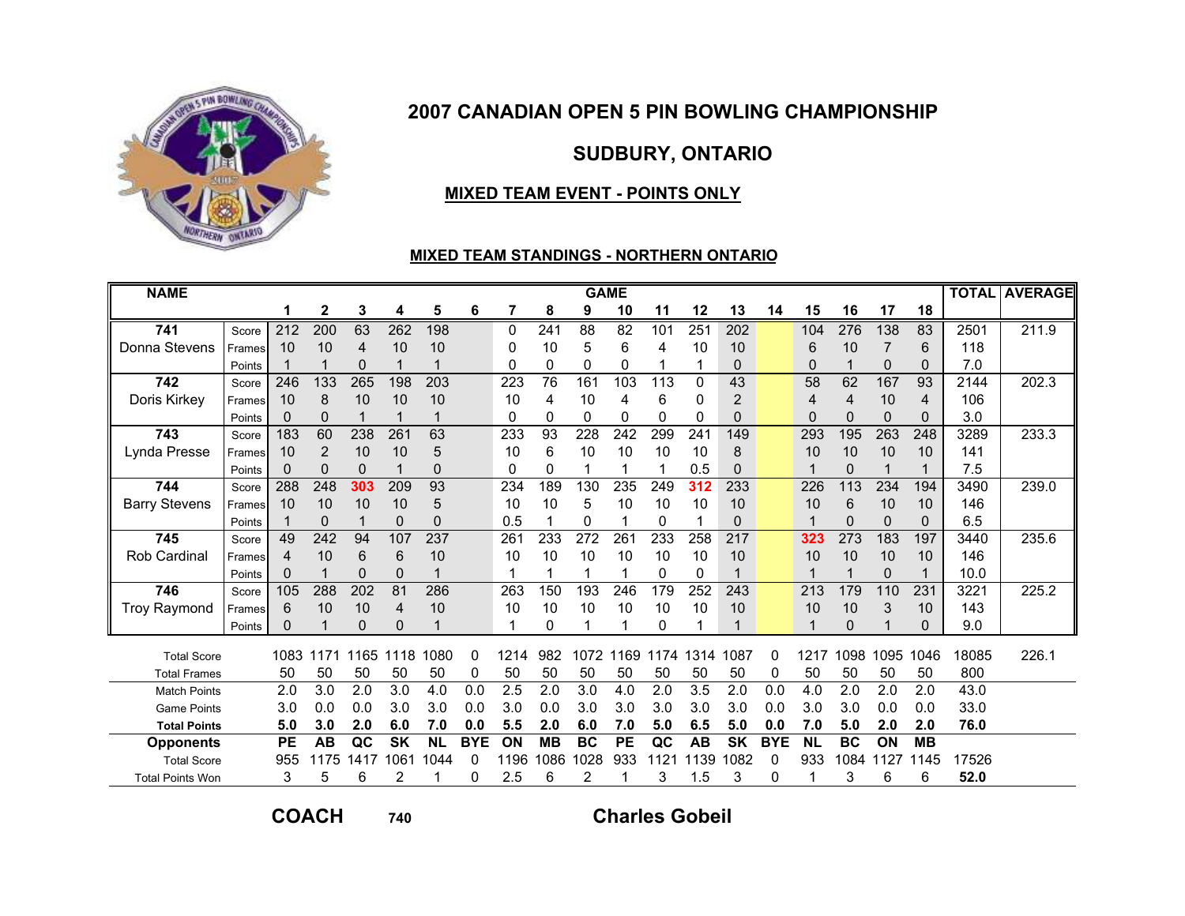# 2007 CANADIAN OPEN 5 PIN BOWLING CHAMPIONSHIP

## SUDBURY, ONTARIO

### MIXED TEAM EVENT - POINTS ONLY

### MIXED TEAM STANDINGS - NORTHERN ONTARIO

| NAME | | 1 | 2 | 3 | 4 | 5 | 6 | 7 | 8 | 9 | 10 | 11 | 12 | 13 | 14 | 15 | 16 | 17 | 18 | TOTAL | AVERAGE |
|---|---|---|---|---|---|---|---|---|---|---|---|---|---|---|---|---|---|---|---|---|---|
| **741** | Score | 212 | 200 | 63 | 262 | 198 | | 0 | 241 | 88 | 82 | 101 | 251 | 202 | | 104 | 276 | 138 | 83 | 2501 | 211.9 |
| Donna Stevens | Frames | 10 | 10 | 4 | 10 | 10 | | 0 | 10 | 5 | 6 | 4 | 10 | 10 | | 6 | 10 | 7 | 6 | 118 | |
| | Points | 1 | 1 | 0 | 1 | 1 | | 0 | 0 | 0 | 0 | 1 | 1 | 0 | | 0 | 1 | 0 | 0 | 7.0 | |
| **742** | Score | 246 | 133 | 265 | 198 | 203 | | 223 | 76 | 161 | 103 | 113 | 0 | 43 | | 58 | 62 | 167 | 93 | 2144 | 202.3 |
| Doris Kirkey | Frames | 10 | 8 | 10 | 10 | 10 | | 10 | 4 | 10 | 4 | 6 | 0 | 2 | | 4 | 4 | 10 | 4 | 106 | |
| | Points | 0 | 0 | 1 | 1 | 1 | | 0 | 0 | 0 | 0 | 0 | 0 | 0 | | 0 | 0 | 0 | 0 | 3.0 | |
| **743** | Score | 183 | 60 | 238 | 261 | 63 | | 233 | 93 | 228 | 242 | 299 | 241 | 149 | | 293 | 195 | 263 | 248 | 3289 | 233.3 |
| Lynda Presse | Frames | 10 | 2 | 10 | 10 | 5 | | 10 | 6 | 10 | 10 | 10 | 10 | 8 | | 10 | 10 | 10 | 10 | 141 | |
| | Points | 0 | 0 | 0 | 1 | 0 | | 0 | 0 | 1 | 1 | 1 | 1 | 0.5 | 0 | 1 | 0 | 1 | 1 | 7.5 | |
| **744** | Score | 288 | 248 | 303 | 209 | 93 | | 234 | 189 | 130 | 235 | 249 | 312 | 233 | | 226 | 113 | 234 | 194 | 3490 | 239.0 |
| Barry Stevens | Frames | 10 | 10 | 10 | 10 | 5 | | 10 | 10 | 5 | 10 | 10 | 10 | 10 | | 10 | 6 | 10 | 10 | 146 | |
| | Points | 1 | 0 | 1 | 0 | 0 | | 0.5 | 1 | 0 | 1 | 0 | 1 | 0 | | 1 | 0 | 0 | 0 | 6.5 | |
| **745** | Score | 49 | 242 | 94 | 107 | 237 | | 261 | 233 | 272 | 261 | 233 | 258 | 217 | | 323 | 273 | 183 | 197 | 3440 | 235.6 |
| Rob Cardinal | Frames | 4 | 10 | 6 | 6 | 10 | | 10 | 10 | 10 | 10 | 10 | 10 | 10 | | 10 | 10 | 10 | 10 | 146 | |
| | Points | 0 | 1 | 0 | 0 | 1 | | 1 | 1 | 1 | 1 | 0 | 0 | 1 | | 1 | 1 | 0 | 1 | 10.0 | |
| **746** | Score | 105 | 288 | 202 | 81 | 286 | | 263 | 150 | 193 | 246 | 179 | 252 | 243 | | 213 | 179 | 110 | 231 | 3221 | 225.2 |
| Troy Raymond | Frames | 6 | 10 | 10 | 4 | 10 | | 10 | 10 | 10 | 10 | 10 | 10 | 10 | | 10 | 10 | 3 | 10 | 143 | |
| | Points | 0 | 1 | 0 | 0 | 1 | | 1 | 0 | 1 | 1 | 0 | 1 | 1 | | 1 | 0 | 1 | 0 | 9.0 | |
| Total Score | | 1083 | 1171 | 1165 | 1118 | 1080 | 0 | 1214 | 982 | 1072 | 1169 | 1174 | 1314 | 1087 | 0 | 1217 | 1098 | 1095 | 1046 | 18085 | 226.1 |
| Total Frames | | 50 | 50 | 50 | 50 | 50 | 0 | 50 | 50 | 50 | 50 | 50 | 50 | 50 | 0 | 50 | 50 | 50 | 50 | 800 | |
| Match Points | | 2.0 | 3.0 | 2.0 | 3.0 | 4.0 | 0.0 | 2.5 | 2.0 | 3.0 | 4.0 | 2.0 | 3.5 | 2.0 | 0.0 | 4.0 | 2.0 | 2.0 | 2.0 | 43.0 | |
| Game Points | | 3.0 | 0.0 | 0.0 | 3.0 | 3.0 | 0.0 | 3.0 | 0.0 | 3.0 | 3.0 | 3.0 | 3.0 | 3.0 | 0.0 | 3.0 | 3.0 | 0.0 | 0.0 | 33.0 | |
| **Total Points** | | **5.0** | **3.0** | **2.0** | **6.0** | **7.0** | **0.0** | **5.5** | **2.0** | **6.0** | **7.0** | **5.0** | **6.5** | **5.0** | **0.0** | **7.0** | **5.0** | **2.0** | **2.0** | **76.0** | |
| **Opponents** | | **PE** | **AB** | **QC** | **SK** | **NL** | **BYE** | **ON** | **MB** | **BC** | **PE** | **QC** | **AB** | **SK** | **BYE** | **NL** | **BC** | **ON** | **MB** | | |
| Total Score | | 955 | 1175 | 1417 | 1061 | 1044 | 0 | 1196 | 1086 | 1028 | 933 | 1121 | 1139 | 1082 | 0 | 933 | 1084 | 1127 | 1145 | 17526 | |
| Total Points Won | | 3 | 5 | 6 | 2 | 1 | 0 | 2.5 | 6 | 2 | 1 | 3 | 1.5 | 3 | 0 | 1 | 3 | 6 | 6 | **52.0** | |

**COACH** 740 **Charles Gobeil**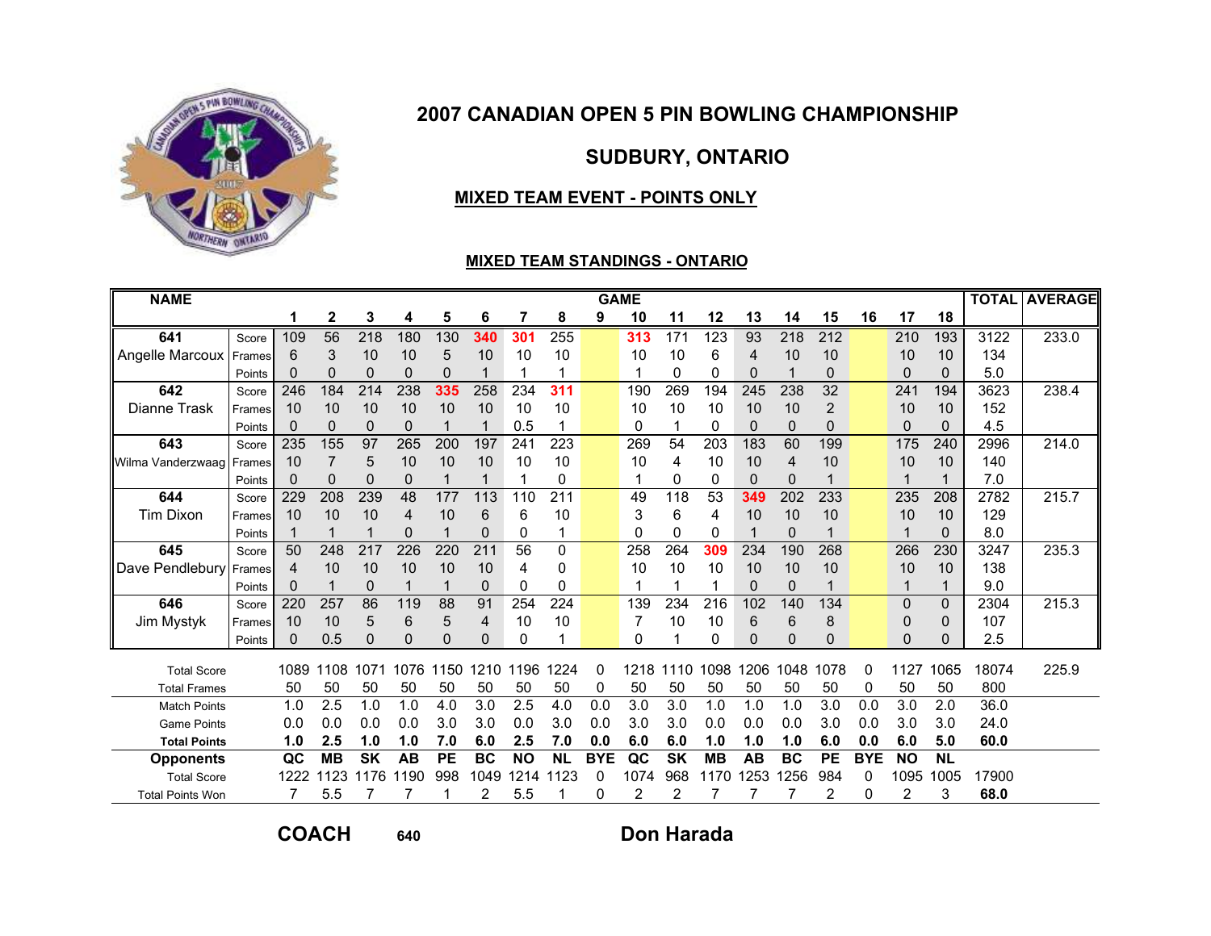# 2007 CANADIAN OPEN 5 PIN BOWLING CHAMPIONSHIP

## SUDBURY, ONTARIO

### MIXED TEAM EVENT - POINTS ONLY

### MIXED TEAM STANDINGS - ONTARIO

| NAME | | 1 | 2 | 3 | 4 | 5 | 6 | 7 | 8 | 9 | 10 | 11 | 12 | 13 | 14 | 15 | 16 | 17 | 18 | TOTAL | AVERAGE |
|---|---|---|---|---|---|---|---|---|---|---|---|---|---|---|---|---|---|---|---|---|---|
| **641** | Score | 109 | 56 | 218 | 180 | 130 | 340 | 301 | 255 | | 313 | 171 | 123 | 93 | 218 | 212 | | 210 | 193 | 3122 | 233.0 |
| Angelle Marcoux | Frames | 6 | 3 | 10 | 10 | 5 | 10 | 10 | 10 | | 10 | 10 | 6 | 4 | 10 | 10 | | 10 | 10 | 134 | |
| | Points | 0 | 0 | 0 | 0 | 0 | 1 | 1 | 1 | | 1 | 0 | 0 | 0 | 1 | 0 | | 0 | 0 | 5.0 | |
| **642** | Score | 246 | 184 | 214 | 238 | 335 | 258 | 234 | 311 | | 190 | 269 | 194 | 245 | 238 | 32 | | 241 | 194 | 3623 | 238.4 |
| Dianne Trask | Frames | 10 | 10 | 10 | 10 | 10 | 10 | 10 | 10 | | 10 | 10 | 10 | 10 | 10 | 2 | | 10 | 10 | 152 | |
| | Points | 0 | 0 | 0 | 0 | 1 | 1 | 0.5 | 1 | | 0 | 1 | 0 | 0 | 0 | 0 | | 0 | 0 | 4.5 | |
| **643** | Score | 235 | 155 | 97 | 265 | 200 | 197 | 241 | 223 | | 269 | 54 | 203 | 183 | 60 | 199 | | 175 | 240 | 2996 | 214.0 |
| Wilma Vanderzwaag | Frames | 10 | 7 | 5 | 10 | 10 | 10 | 10 | 10 | | 10 | 4 | 10 | 10 | 4 | 10 | | 10 | 10 | 140 | |
| | Points | 0 | 0 | 0 | 0 | 1 | 1 | 1 | 0 | | 1 | 0 | 0 | 0 | 0 | 1 | | 1 | 1 | 7.0 | |
| **644** | Score | 229 | 208 | 239 | 48 | 177 | 113 | 110 | 211 | | 49 | 118 | 53 | 349 | 202 | 233 | | 235 | 208 | 2782 | 215.7 |
| Tim Dixon | Frames | 10 | 10 | 10 | 4 | 10 | 6 | 6 | 10 | | 3 | 6 | 4 | 10 | 10 | 10 | | 10 | 10 | 129 | |
| | Points | 1 | 1 | 1 | 0 | 1 | 0 | 0 | 1 | | 0 | 0 | 0 | 1 | 0 | 1 | | 1 | 0 | 8.0 | |
| **645** | Score | 50 | 248 | 217 | 226 | 220 | 211 | 56 | 0 | | 258 | 264 | 309 | 234 | 190 | 268 | | 266 | 230 | 3247 | 235.3 |
| Dave Pendlebury | Frames | 4 | 10 | 10 | 10 | 10 | 10 | 4 | 0 | | 10 | 10 | 10 | 10 | 10 | 10 | | 10 | 10 | 138 | |
| | Points | 0 | 1 | 0 | 1 | 1 | 0 | 0 | 0 | | 1 | 1 | 1 | 0 | 0 | 1 | | 1 | 1 | 9.0 | |
| **646** | Score | 220 | 257 | 86 | 119 | 88 | 91 | 254 | 224 | | 139 | 234 | 216 | 102 | 140 | 134 | | 0 | 0 | 2304 | 215.3 |
| Jim Mystyk | Frames | 10 | 10 | 5 | 6 | 5 | 4 | 10 | 10 | | 7 | 10 | 10 | 6 | 6 | 8 | | 0 | 0 | 107 | |
| | Points | 0 | 0.5 | 0 | 0 | 0 | 0 | 0 | 1 | | 0 | 1 | 0 | 0 | 0 | 0 | | 0 | 0 | 2.5 | |
| Total Score | | 1089 | 1108 | 1071 | 1076 | 1150 | 1210 | 1196 | 1224 | 0 | 1218 | 1110 | 1098 | 1206 | 1048 | 1078 | 0 | 1127 | 1065 | 18074 | 225.9 |
| Total Frames | | 50 | 50 | 50 | 50 | 50 | 50 | 50 | 50 | 0 | 50 | 50 | 50 | 50 | 50 | 50 | 0 | 50 | 50 | 800 | |
| Match Points | | 1.0 | 2.5 | 1.0 | 1.0 | 4.0 | 3.0 | 2.5 | 4.0 | 0.0 | 3.0 | 3.0 | 1.0 | 1.0 | 1.0 | 3.0 | 0.0 | 3.0 | 2.0 | 36.0 | |
| Game Points | | 0.0 | 0.0 | 0.0 | 0.0 | 3.0 | 3.0 | 0.0 | 3.0 | 0.0 | 3.0 | 3.0 | 0.0 | 0.0 | 0.0 | 3.0 | 0.0 | 3.0 | 3.0 | 24.0 | |
| **Total Points** | | **1.0** | **2.5** | **1.0** | **1.0** | **7.0** | **6.0** | **2.5** | **7.0** | **0.0** | **6.0** | **6.0** | **1.0** | **1.0** | **1.0** | **6.0** | **0.0** | **6.0** | **5.0** | **60.0** | |
| **Opponents** | | **QC** | **MB** | **SK** | **AB** | **PE** | **BC** | **NO** | **NL** | **BYE** | **QC** | **SK** | **MB** | **AB** | **BC** | **PE** | **BYE** | **NO** | **NL** | | |
| Total Score | | 1222 | 1123 | 1176 | 1190 | 998 | 1049 | 1214 | 1123 | 0 | 1074 | 968 | 1170 | 1253 | 1256 | 984 | 0 | 1095 | 1005 | 17900 | |
| Total Points Won | | 7 | 5.5 | 7 | 7 | 1 | 2 | 5.5 | 1 | 0 | 2 | 2 | 7 | 7 | 7 | 2 | 0 | 2 | 3 | **68.0** | |

**COACH** 640 **Don Harada**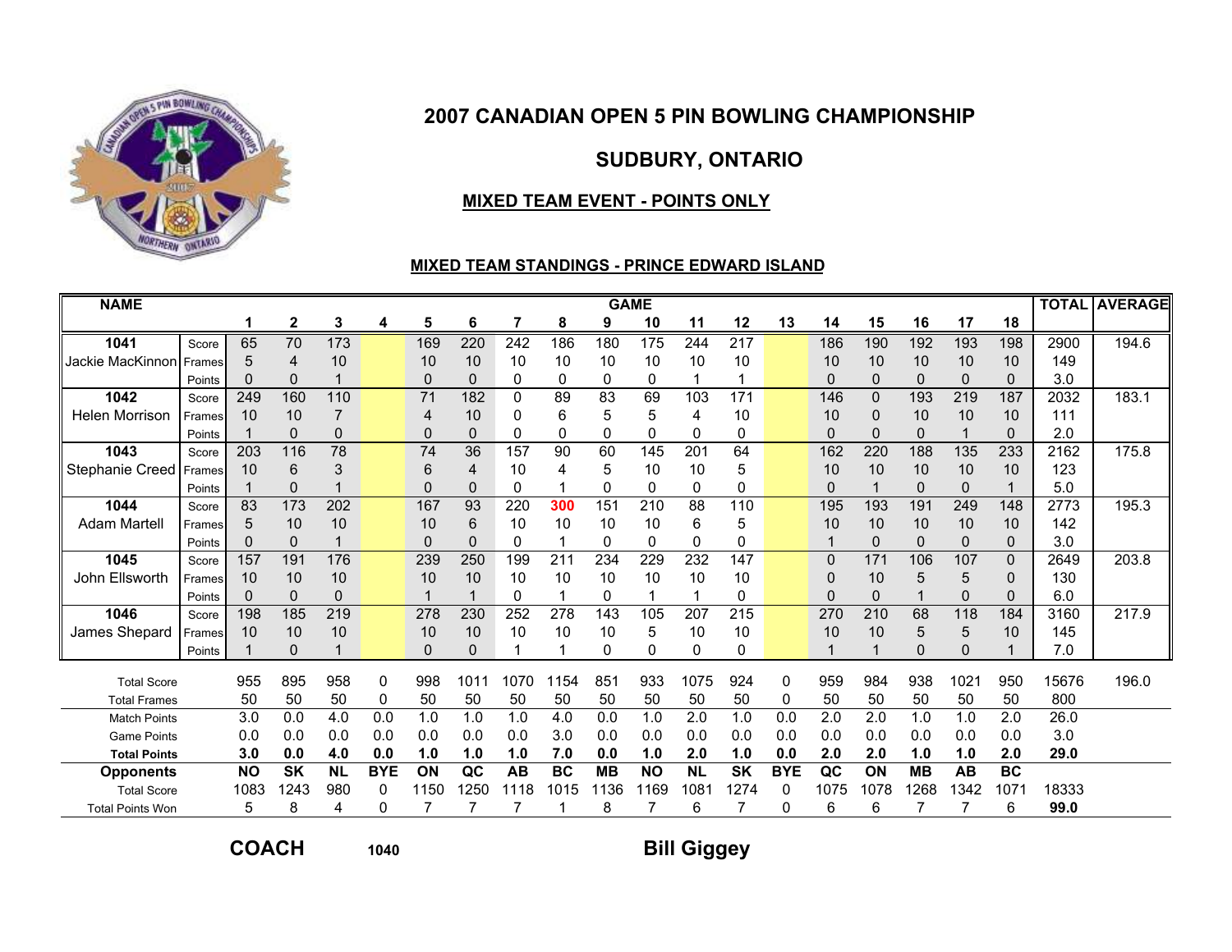# 2007 CANADIAN OPEN 5 PIN BOWLING CHAMPIONSHIP

## SUDBURY, ONTARIO

### MIXED TEAM EVENT - POINTS ONLY

#### MIXED TEAM STANDINGS - PRINCE EDWARD ISLAND

| NAME | | GAME | | | | | | | | | | | | | | | | | | TOTAL | AVERAGE |
|---|---|---|---|---|---|---|---|---|---|---|---|---|---|---|---|---|---|---|---|---|---|
| | | 1 | 2 | 3 | 4 | 5 | 6 | 7 | 8 | 9 | 10 | 11 | 12 | 13 | 14 | 15 | 16 | 17 | 18 | | |
| 1041 | Score | 65 | 70 | 173 | | 169 | 220 | 242 | 186 | 180 | 175 | 244 | 217 | | 186 | 190 | 192 | 193 | 198 | 2900 | 194.6 |
| Jackie MacKinnon | Frames | 5 | 4 | 10 | | 10 | 10 | 10 | 10 | 10 | 10 | 10 | 10 | | 10 | 10 | 10 | 10 | 10 | 149 | |
| | Points | 0 | 0 | 1 | | 0 | 0 | 0 | 0 | 0 | 0 | 1 | 1 | | 0 | 0 | 0 | 0 | 0 | 3.0 | |
| 1042 | Score | 249 | 160 | 110 | | 71 | 182 | 0 | 89 | 83 | 69 | 103 | 171 | | 146 | 0 | 193 | 219 | 187 | 2032 | 183.1 |
| Helen Morrison | Frames | 10 | 10 | 7 | | 4 | 10 | 0 | 6 | 5 | 5 | 4 | 10 | | 10 | 0 | 10 | 10 | 10 | 111 | |
| | Points | 1 | 0 | 0 | | 0 | 0 | 0 | 0 | 0 | 0 | 0 | 0 | | 0 | 0 | 0 | 1 | 0 | 2.0 | |
| 1043 | Score | 203 | 116 | 78 | | 74 | 36 | 157 | 90 | 60 | 145 | 201 | 64 | | 162 | 220 | 188 | 135 | 233 | 2162 | 175.8 |
| Stephanie Creed | Frames | 10 | 6 | 3 | | 6 | 4 | 10 | 4 | 5 | 10 | 10 | 5 | | 10 | 10 | 10 | 10 | 10 | 123 | |
| | Points | 1 | 0 | 1 | | 0 | 0 | 0 | 1 | 0 | 0 | 0 | 0 | | 0 | 1 | 0 | 0 | 1 | 5.0 | |
| 1044 | Score | 83 | 173 | 202 | | 167 | 93 | 220 | 300 | 151 | 210 | 88 | 110 | | 195 | 193 | 191 | 249 | 148 | 2773 | 195.3 |
| Adam Martell | Frames | 5 | 10 | 10 | | 10 | 6 | 10 | 10 | 10 | 10 | 6 | 5 | | 10 | 10 | 10 | 10 | 10 | 142 | |
| | Points | 0 | 0 | 1 | | 0 | 0 | 0 | 1 | 0 | 0 | 0 | 0 | | 1 | 0 | 0 | 0 | 0 | 3.0 | |
| 1045 | Score | 157 | 191 | 176 | | 239 | 250 | 199 | 211 | 234 | 229 | 232 | 147 | | 0 | 171 | 106 | 107 | 0 | 2649 | 203.8 |
| John Ellsworth | Frames | 10 | 10 | 10 | | 10 | 10 | 10 | 10 | 10 | 10 | 10 | 10 | | 0 | 10 | 5 | 5 | 0 | 130 | |
| | Points | 0 | 0 | 0 | | 1 | 1 | 0 | 1 | 0 | 1 | 1 | 0 | | 0 | 0 | 1 | 0 | 0 | 6.0 | |
| 1046 | Score | 198 | 185 | 219 | | 278 | 230 | 252 | 278 | 143 | 105 | 207 | 215 | | 270 | 210 | 68 | 118 | 184 | 3160 | 217.9 |
| James Shepard | Frames | 10 | 10 | 10 | | 10 | 10 | 10 | 10 | 10 | 5 | 10 | 10 | | 10 | 10 | 5 | 5 | 10 | 145 | |
| | Points | 1 | 0 | 1 | | 0 | 0 | 1 | 1 | 0 | 0 | 0 | 0 | | 1 | 1 | 0 | 0 | 1 | 7.0 | |
| Total Score | | 955 | 895 | 958 | 0 | 998 | 1011 | 1070 | 1154 | 851 | 933 | 1075 | 924 | 0 | 959 | 984 | 938 | 1021 | 950 | 15676 | 196.0 |
| Total Frames | | 50 | 50 | 50 | 0 | 50 | 50 | 50 | 50 | 50 | 50 | 50 | 50 | 0 | 50 | 50 | 50 | 50 | 50 | 800 | |
| Match Points | | 3.0 | 0.0 | 4.0 | 0.0 | 1.0 | 1.0 | 1.0 | 4.0 | 0.0 | 1.0 | 2.0 | 1.0 | 0.0 | 2.0 | 2.0 | 1.0 | 1.0 | 2.0 | 26.0 | |
| Game Points | | 0.0 | 0.0 | 0.0 | 0.0 | 0.0 | 0.0 | 0.0 | 3.0 | 0.0 | 0.0 | 0.0 | 0.0 | 0.0 | 0.0 | 0.0 | 0.0 | 0.0 | 0.0 | 3.0 | |
| **Total Points** | | **3.0** | **0.0** | **4.0** | **0.0** | **1.0** | **1.0** | **1.0** | **7.0** | **0.0** | **1.0** | **2.0** | **1.0** | **0.0** | **2.0** | **2.0** | **1.0** | **1.0** | **2.0** | **29.0** | |
| **Opponents** | | **NO** | **SK** | **NL** | **BYE** | **ON** | **QC** | **AB** | **BC** | **MB** | **NO** | **NL** | **SK** | **BYE** | **QC** | **ON** | **MB** | **AB** | **BC** | | |
| Total Score | | 1083 | 1243 | 980 | 0 | 1150 | 1250 | 1118 | 1015 | 1136 | 1169 | 1081 | 1274 | 0 | 1075 | 1078 | 1268 | 1342 | 1071 | 18333 | |
| Total Points Won | | 5 | 8 | 4 | 0 | 7 | 7 | 7 | 1 | 8 | 7 | 6 | 7 | 0 | 6 | 6 | 7 | 7 | 6 | **99.0** | |

**COACH** 1040 **Bill Giggey**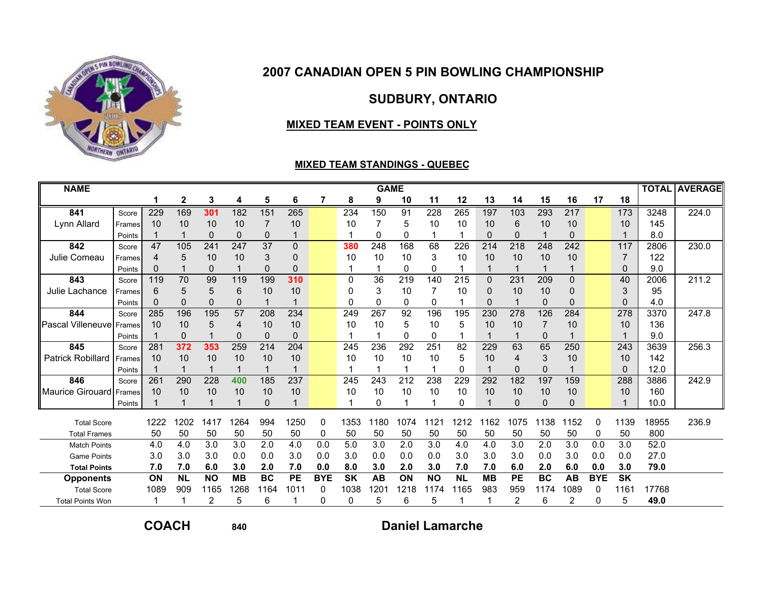# 2007 CANADIAN OPEN 5 PIN BOWLING CHAMPIONSHIP

## SUDBURY, ONTARIO

### MIXED TEAM EVENT - POINTS ONLY

### MIXED TEAM STANDINGS - QUEBEC

| NAME | | 1 | 2 | 3 | 4 | 5 | 6 | 7 | 8 | 9 | 10 | 11 | 12 | 13 | 14 | 15 | 16 | 17 | 18 | TOTAL | AVERAGE |
|---|---|---|---|---|---|---|---|---|---|---|---|---|---|---|---|---|---|---|---|---|---|
| 841 | Score | 229 | 169 | 301 | 182 | 151 | 265 | | 234 | 150 | 91 | 228 | 265 | 197 | 103 | 293 | 217 | | 173 | 3248 | 224.0 |
| Lynn Allard | Frames | 10 | 10 | 10 | 10 | 7 | 10 | | 10 | 7 | 5 | 10 | 10 | 10 | 6 | 10 | 10 | | 10 | 145 | |
| | Points | 1 | 1 | 0 | 0 | 0 | 1 | | 1 | 0 | 0 | 1 | 1 | 0 | 0 | 1 | 0 | | 1 | 8.0 | |
| 842 | Score | 47 | 105 | 241 | 247 | 37 | 0 | | 380 | 248 | 168 | 68 | 226 | 214 | 218 | 248 | 242 | | 117 | 2806 | 230.0 |
| Julie Comeau | Frames | 4 | 5 | 10 | 10 | 3 | 0 | | 10 | 10 | 10 | 3 | 10 | 10 | 10 | 10 | 10 | | 7 | 122 | |
| | Points | 0 | 1 | 0 | 1 | 0 | 0 | | 1 | 1 | 0 | 0 | 1 | 1 | 1 | 1 | 1 | | 0 | 9.0 | |
| 843 | Score | 119 | 70 | 99 | 119 | 199 | 310 | | 0 | 36 | 219 | 140 | 215 | 0 | 231 | 209 | 0 | | 40 | 2006 | 211.2 |
| Julie Lachance | Frames | 6 | 5 | 5 | 6 | 10 | 10 | | 0 | 3 | 10 | 7 | 10 | 0 | 10 | 10 | 0 | | 3 | 95 | |
| | Points | 0 | 0 | 0 | 0 | 1 | 1 | | 0 | 0 | 0 | 0 | 1 | 0 | 1 | 0 | 0 | | 0 | 4.0 | |
| 844 | Score | 285 | 196 | 195 | 57 | 208 | 234 | | 249 | 267 | 92 | 196 | 195 | 230 | 278 | 126 | 284 | | 278 | 3370 | 247.8 |
| Pascal Villeneuve | Frames | 10 | 10 | 5 | 4 | 10 | 10 | | 10 | 10 | 5 | 10 | 5 | 10 | 10 | 7 | 10 | | 10 | 136 | |
| | Points | 1 | 0 | 1 | 0 | 0 | 0 | | 1 | 1 | 0 | 0 | 1 | 1 | 1 | 0 | 1 | | 1 | 9.0 | |
| 845 | Score | 281 | 372 | 353 | 259 | 214 | 204 | | 245 | 236 | 292 | 251 | 82 | 229 | 63 | 65 | 250 | | 243 | 3639 | 256.3 |
| Patrick Robillard | Frames | 10 | 10 | 10 | 10 | 10 | 10 | | 10 | 10 | 10 | 10 | 5 | 10 | 4 | 3 | 10 | | 10 | 142 | |
| | Points | 1 | 1 | 1 | 1 | 1 | 1 | | 1 | 1 | 1 | 1 | 0 | 1 | 0 | 0 | 1 | | 0 | 12.0 | |
| 846 | Score | 261 | 290 | 228 | 400 | 185 | 237 | | 245 | 243 | 212 | 238 | 229 | 292 | 182 | 197 | 159 | | 288 | 3886 | 242.9 |
| Maurice Girouard | Frames | 10 | 10 | 10 | 10 | 10 | 10 | | 10 | 10 | 10 | 10 | 10 | 10 | 10 | 10 | 10 | | 10 | 160 | |
| | Points | 1 | 1 | 1 | 1 | 0 | 1 | | 1 | 0 | 1 | 1 | 0 | 1 | 0 | 0 | 0 | | 1 | 10.0 | |
| Total Score | | 1222 | 1202 | 1417 | 1264 | 994 | 1250 | 0 | 1353 | 1180 | 1074 | 1121 | 1212 | 1162 | 1075 | 1138 | 1152 | 0 | 1139 | 18955 | 236.9 |
| Total Frames | | 50 | 50 | 50 | 50 | 50 | 50 | 0 | 50 | 50 | 50 | 50 | 50 | 50 | 50 | 50 | 50 | 0 | 50 | 800 | |
| Match Points | | 4.0 | 4.0 | 3.0 | 3.0 | 2.0 | 4.0 | 0.0 | 5.0 | 3.0 | 2.0 | 3.0 | 4.0 | 4.0 | 3.0 | 2.0 | 3.0 | 0.0 | 3.0 | 52.0 | |
| Game Points | | 3.0 | 3.0 | 3.0 | 0.0 | 0.0 | 3.0 | 0.0 | 3.0 | 0.0 | 0.0 | 0.0 | 3.0 | 3.0 | 3.0 | 0.0 | 3.0 | 0.0 | 0.0 | 27.0 | |
| **Total Points** | | **7.0** | **7.0** | **6.0** | **3.0** | **2.0** | **7.0** | **0.0** | **8.0** | **3.0** | **2.0** | **3.0** | **7.0** | **7.0** | **6.0** | **2.0** | **6.0** | **0.0** | **3.0** | **79.0** | |
| **Opponents** | | **ON** | **NL** | **NO** | **MB** | **BC** | **PE** | **BYE** | **SK** | **AB** | **ON** | **NO** | **NL** | **MB** | **PE** | **BC** | **AB** | **BYE** | **SK** | | |
| Total Score | | 1089 | 909 | 1165 | 1268 | 1164 | 1011 | 0 | 1038 | 1201 | 1218 | 1174 | 1165 | 983 | 959 | 1174 | 1089 | 0 | 1161 | 17768 | |
| Total Points Won | | 1 | 1 | 2 | 5 | 6 | 1 | 0 | 0 | 5 | 6 | 5 | 1 | 1 | 2 | 6 | 2 | 0 | 5 | **49.0** | |

**COACH** 840 **Daniel Lamarche**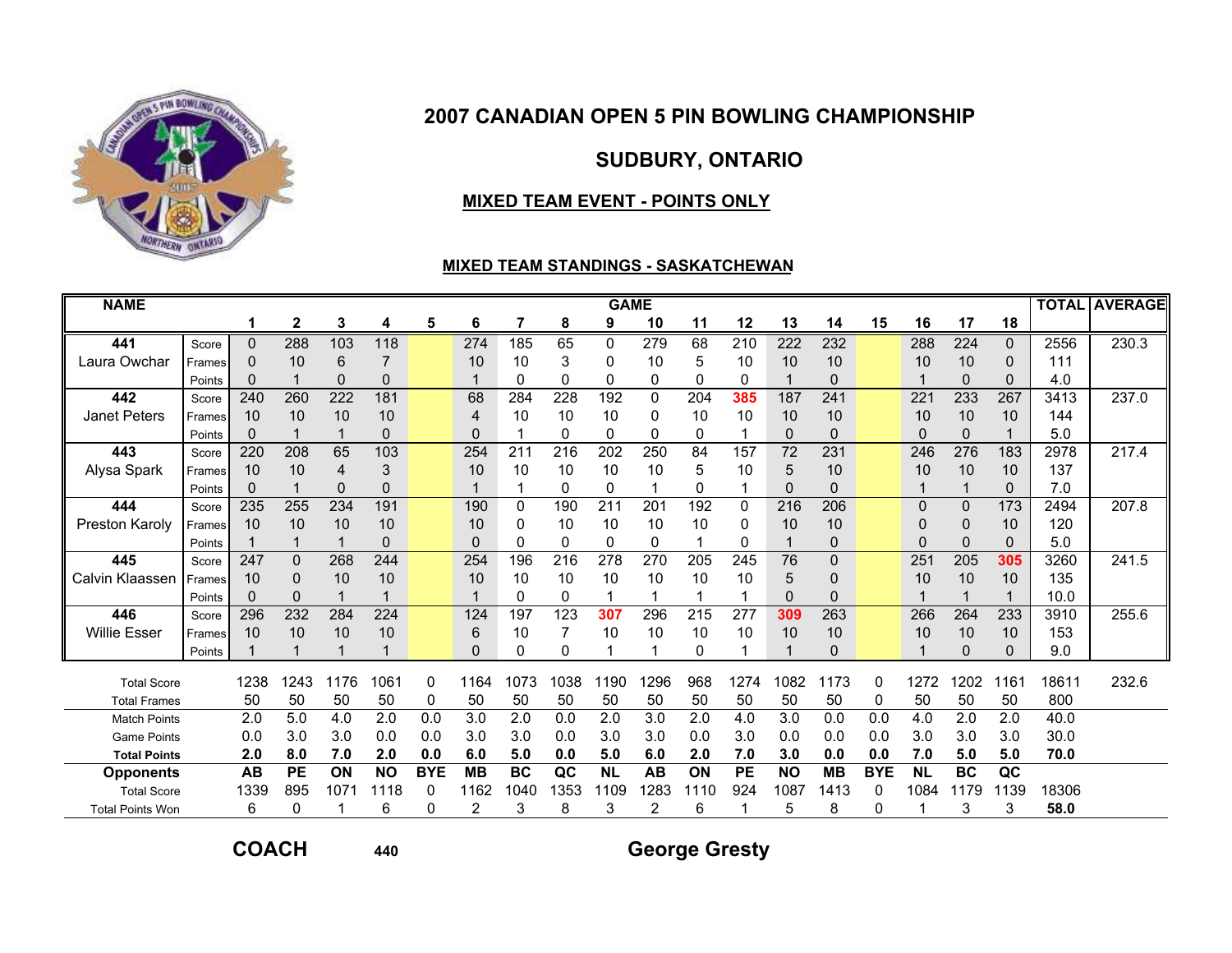# 2007 CANADIAN OPEN 5 PIN BOWLING CHAMPIONSHIP

## SUDBURY, ONTARIO

### MIXED TEAM EVENT - POINTS ONLY

#### MIXED TEAM STANDINGS - SASKATCHEWAN

| NAME | | 1 | 2 | 3 | 4 | 5 | 6 | 7 | 8 | 9 | 10 | 11 | 12 | 13 | 14 | 15 | 16 | 17 | 18 | TOTAL | AVERAGE |
|---|---|---|---|---|---|---|---|---|---|---|---|---|---|---|---|---|---|---|---|---|---|
| **441** | Score | 0 | 288 | 103 | 118 | | 274 | 185 | 65 | 0 | 279 | 68 | 210 | 222 | 232 | | 288 | 224 | 0 | 2556 | 230.3 |
| Laura Owchar | Frames | 0 | 10 | 6 | 7 | | 10 | 10 | 3 | 0 | 10 | 5 | 10 | 10 | 10 | | 10 | 10 | 0 | 111 | |
| | Points | 0 | 1 | 0 | 0 | | 1 | 0 | 0 | 0 | 0 | 0 | 0 | 1 | 0 | | 1 | 0 | 0 | 4.0 | |
| **442** | Score | 240 | 260 | 222 | 181 | | 68 | 284 | 228 | 192 | 0 | 204 | 385 | 187 | 241 | | 221 | 233 | 267 | 3413 | 237.0 |
| Janet Peters | Frames | 10 | 10 | 10 | 10 | | 4 | 10 | 10 | 10 | 0 | 10 | 10 | 10 | 10 | | 10 | 10 | 10 | 144 | |
| | Points | 0 | 1 | 1 | 0 | | 0 | 1 | 0 | 0 | 0 | 0 | 1 | 0 | 0 | | 0 | 0 | 1 | 5.0 | |
| **443** | Score | 220 | 208 | 65 | 103 | | 254 | 211 | 216 | 202 | 250 | 84 | 157 | 72 | 231 | | 246 | 276 | 183 | 2978 | 217.4 |
| Alysa Spark | Frames | 10 | 10 | 4 | 3 | | 10 | 10 | 10 | 10 | 10 | 5 | 10 | 5 | 10 | | 10 | 10 | 10 | 137 | |
| | Points | 0 | 1 | 0 | 0 | | 1 | 1 | 0 | 0 | 1 | 0 | 1 | 0 | 0 | | 1 | 1 | 0 | 7.0 | |
| **444** | Score | 235 | 255 | 234 | 191 | | 190 | 0 | 190 | 211 | 201 | 192 | 0 | 216 | 206 | | 0 | 0 | 173 | 2494 | 207.8 |
| Preston Karoly | Frames | 10 | 10 | 10 | 10 | | 10 | 0 | 10 | 10 | 10 | 10 | 0 | 10 | 10 | | 0 | 0 | 10 | 120 | |
| | Points | 1 | 1 | 1 | 0 | | 0 | 0 | 0 | 0 | 0 | 1 | 0 | 1 | 0 | | 0 | 0 | 0 | 5.0 | |
| **445** | Score | 247 | 0 | 268 | 244 | | 254 | 196 | 216 | 278 | 270 | 205 | 245 | 76 | 0 | | 251 | 205 | 305 | 3260 | 241.5 |
| Calvin Klaassen | Frames | 10 | 0 | 10 | 10 | | 10 | 10 | 10 | 10 | 10 | 10 | 10 | 5 | 0 | | 10 | 10 | 10 | 135 | |
| | Points | 0 | 0 | 1 | 1 | | 1 | 0 | 0 | 1 | 1 | 1 | 1 | 0 | 0 | | 1 | 1 | 1 | 10.0 | |
| **446** | Score | 296 | 232 | 284 | 224 | | 124 | 197 | 123 | 307 | 296 | 215 | 277 | 309 | 263 | | 266 | 264 | 233 | 3910 | 255.6 |
| Willie Esser | Frames | 10 | 10 | 10 | 10 | | 6 | 10 | 7 | 10 | 10 | 10 | 10 | 10 | 10 | | 10 | 10 | 10 | 153 | |
| | Points | 1 | 1 | 1 | 1 | | 0 | 0 | 0 | 1 | 1 | 0 | 1 | 1 | 0 | | 1 | 0 | 0 | 9.0 | |
| Total Score | | 1238 | 1243 | 1176 | 1061 | 0 | 1164 | 1073 | 1038 | 1190 | 1296 | 968 | 1274 | 1082 | 1173 | 0 | 1272 | 1202 | 1161 | 18611 | 232.6 |
| Total Frames | | 50 | 50 | 50 | 50 | 0 | 50 | 50 | 50 | 50 | 50 | 50 | 50 | 50 | 50 | 0 | 50 | 50 | 50 | 800 | |
| Match Points | | 2.0 | 5.0 | 4.0 | 2.0 | 0.0 | 3.0 | 2.0 | 0.0 | 2.0 | 3.0 | 2.0 | 4.0 | 3.0 | 0.0 | 0.0 | 4.0 | 2.0 | 2.0 | 40.0 | |
| Game Points | | 0.0 | 3.0 | 3.0 | 0.0 | 0.0 | 3.0 | 3.0 | 0.0 | 3.0 | 3.0 | 0.0 | 3.0 | 0.0 | 0.0 | 0.0 | 3.0 | 3.0 | 3.0 | 30.0 | |
| **Total Points** | | **2.0** | **8.0** | **7.0** | **2.0** | **0.0** | **6.0** | **5.0** | **0.0** | **5.0** | **6.0** | **2.0** | **7.0** | **3.0** | **0.0** | **0.0** | **7.0** | **5.0** | **5.0** | **70.0** | |
| **Opponents** | | **AB** | **PE** | **ON** | **NO** | **BYE** | **MB** | **BC** | **QC** | **NL** | **AB** | **ON** | **PE** | **NO** | **MB** | **BYE** | **NL** | **BC** | **QC** | | |
| Total Score | | 1339 | 895 | 1071 | 1118 | 0 | 1162 | 1040 | 1353 | 1109 | 1283 | 1110 | 924 | 1087 | 1413 | 0 | 1084 | 1179 | 1139 | 18306 | |
| Total Points Won | | 6 | 0 | 1 | 6 | 0 | 2 | 3 | 8 | 3 | 2 | 6 | 1 | 5 | 8 | 0 | 1 | 3 | 3 | **58.0** | |

**COACH** 440 **George Gresty**